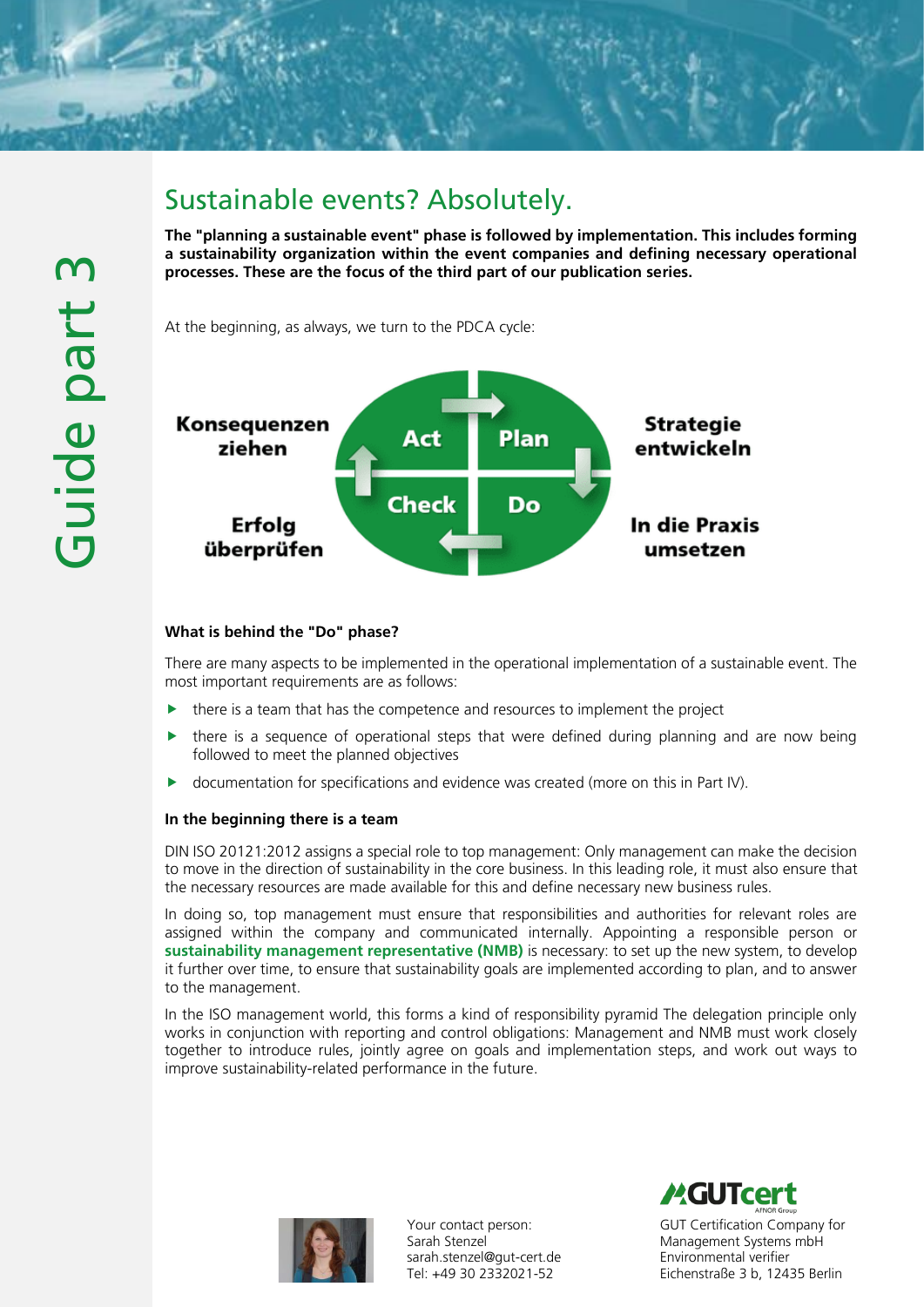Guide part 3

# Sustainable events? Absolutely.

**The "planning a sustainable event" phase is followed by implementation. This includes forming a sustainability organization within the event companies and defining necessary operational processes. These are the focus of the third part of our publication series.**

At the beginning, as always, we turn to the PDCA cycle:

| | | | |
|---|---|---|---|
| **Konsequenzen ziehen** | **Act** | **Plan** | **Strategie entwickeln** |
| **Erfolg überprüfen** | **Check** | **Do** | **In die Praxis umsetzen** |

### What is behind the "Do" phase?

There are many aspects to be implemented in the operational implementation of a sustainable event. The most important requirements are as follows:

- there is a team that has the competence and resources to implement the project
- there is a sequence of operational steps that were defined during planning and are now being followed to meet the planned objectives
- documentation for specifications and evidence was created (more on this in Part IV).

### In the beginning there is a team

DIN ISO 20121:2012 assigns a special role to top management: Only management can make the decision to move in the direction of sustainability in the core business. In this leading role, it must also ensure that the necessary resources are made available for this and define necessary new business rules.

In doing so, top management must ensure that responsibilities and authorities for relevant roles are assigned within the company and communicated internally. Appointing a responsible person or **sustainability management representative (NMB)** is necessary: to set up the new system, to develop it further over time, to ensure that sustainability goals are implemented according to plan, and to answer to the management.

In the ISO management world, this forms a kind of responsibility pyramid The delegation principle only works in conjunction with reporting and control obligations: Management and NMB must work closely together to introduce rules, jointly agree on goals and implementation steps, and work out ways to improve sustainability-related performance in the future.

Your contact person:
Sarah Stenzel
sarah.stenzel@gut-cert.de
Tel: +49 30 2332021-52

GUTcert
AFNOR Group

GUT Certification Company for Management Systems mbH
Environmental verifier
Eichenstraße 3 b, 12435 Berlin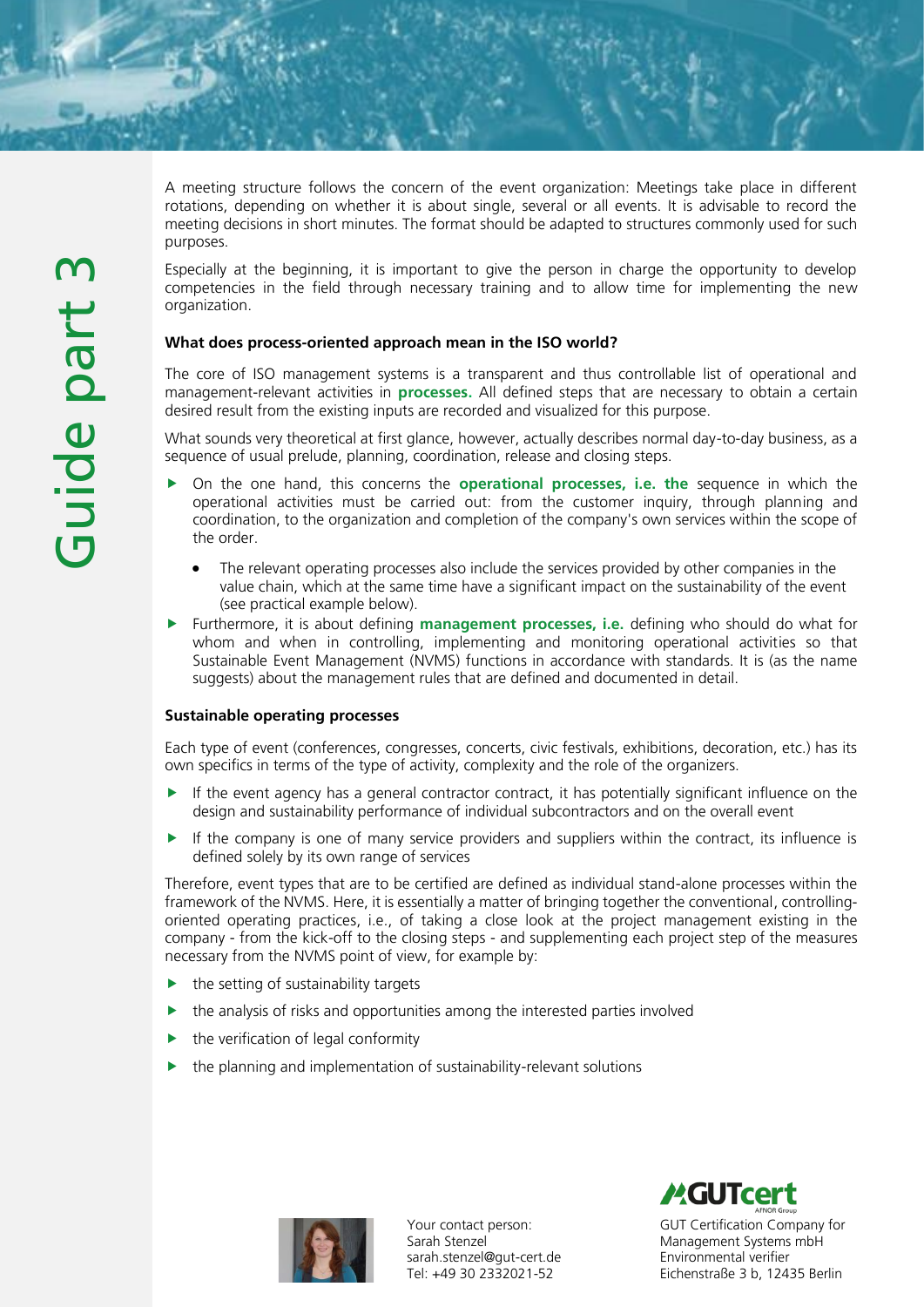A meeting structure follows the concern of the event organization: Meetings take place in different rotations, depending on whether it is about single, several or all events. It is advisable to record the meeting decisions in short minutes. The format should be adapted to structures commonly used for such purposes.

Especially at the beginning, it is important to give the person in charge the opportunity to develop competencies in the field through necessary training and to allow time for implementing the new organization.

**What does process-oriented approach mean in the ISO world?**

The core of ISO management systems is a transparent and thus controllable list of operational and management-relevant activities in **processes.** All defined steps that are necessary to obtain a certain desired result from the existing inputs are recorded and visualized for this purpose.

What sounds very theoretical at first glance, however, actually describes normal day-to-day business, as a sequence of usual prelude, planning, coordination, release and closing steps.

- On the one hand, this concerns the **operational processes, i.e. the** sequence in which the operational activities must be carried out: from the customer inquiry, through planning and coordination, to the organization and completion of the company's own services within the scope of the order.
  - The relevant operating processes also include the services provided by other companies in the value chain, which at the same time have a significant impact on the sustainability of the event (see practical example below).
- Furthermore, it is about defining **management processes, i.e.** defining who should do what for whom and when in controlling, implementing and monitoring operational activities so that Sustainable Event Management (NVMS) functions in accordance with standards. It is (as the name suggests) about the management rules that are defined and documented in detail.

**Sustainable operating processes**

Each type of event (conferences, congresses, concerts, civic festivals, exhibitions, decoration, etc.) has its own specifics in terms of the type of activity, complexity and the role of the organizers.

- If the event agency has a general contractor contract, it has potentially significant influence on the design and sustainability performance of individual subcontractors and on the overall event
- If the company is one of many service providers and suppliers within the contract, its influence is defined solely by its own range of services

Therefore, event types that are to be certified are defined as individual stand-alone processes within the framework of the NVMS. Here, it is essentially a matter of bringing together the conventional, controlling-oriented operating practices, i.e., of taking a close look at the project management existing in the company - from the kick-off to the closing steps - and supplementing each project step of the measures necessary from the NVMS point of view, for example by:

- the setting of sustainability targets
- the analysis of risks and opportunities among the interested parties involved
- the verification of legal conformity
- the planning and implementation of sustainability-relevant solutions

Your contact person:
Sarah Stenzel
sarah.stenzel@gut-cert.de
Tel: +49 30 2332021-52

GUT Certification Company for Management Systems mbH
Environmental verifier
Eichenstraße 3 b, 12435 Berlin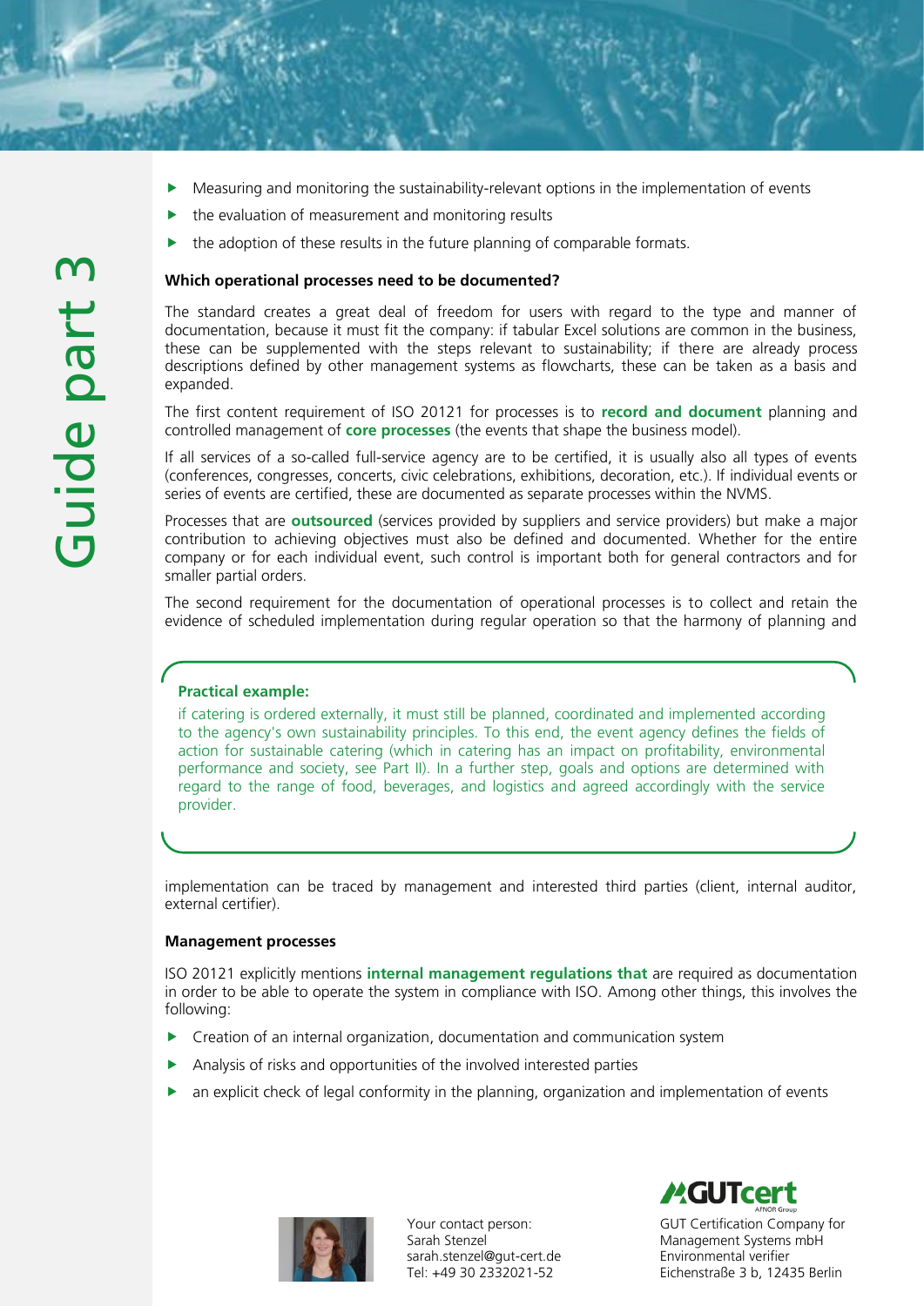- Measuring and monitoring the sustainability-relevant options in the implementation of events
- the evaluation of measurement and monitoring results
- the adoption of these results in the future planning of comparable formats.

**Which operational processes need to be documented?**

The standard creates a great deal of freedom for users with regard to the type and manner of documentation, because it must fit the company: if tabular Excel solutions are common in the business, these can be supplemented with the steps relevant to sustainability; if there are already process descriptions defined by other management systems as flowcharts, these can be taken as a basis and expanded.

The first content requirement of ISO 20121 for processes is to **record and document** planning and controlled management of **core processes** (the events that shape the business model).

If all services of a so-called full-service agency are to be certified, it is usually also all types of events (conferences, congresses, concerts, civic celebrations, exhibitions, decoration, etc.). If individual events or series of events are certified, these are documented as separate processes within the NVMS.

Processes that are **outsourced** (services provided by suppliers and service providers) but make a major contribution to achieving objectives must also be defined and documented. Whether for the entire company or for each individual event, such control is important both for general contractors and for smaller partial orders.

The second requirement for the documentation of operational processes is to collect and retain the evidence of scheduled implementation during regular operation so that the harmony of planning and implementation can be traced by management and interested third parties (client, internal auditor, external certifier).

> **Practical example:**
>
> if catering is ordered externally, it must still be planned, coordinated and implemented according to the agency's own sustainability principles. To this end, the event agency defines the fields of action for sustainable catering (which in catering has an impact on profitability, environmental performance and society, see Part II). In a further step, goals and options are determined with regard to the range of food, beverages, and logistics and agreed accordingly with the service provider.

**Management processes**

ISO 20121 explicitly mentions **internal management regulations that** are required as documentation in order to be able to operate the system in compliance with ISO. Among other things, this involves the following:

- Creation of an internal organization, documentation and communication system
- Analysis of risks and opportunities of the involved interested parties
- an explicit check of legal conformity in the planning, organization and implementation of events

Your contact person:
Sarah Stenzel
sarah.stenzel@gut-cert.de
Tel: +49 30 2332021-52

GUTcert
AFNOR Group

GUT Certification Company for Management Systems mbH
Environmental verifier
Eichenstraße 3 b, 12435 Berlin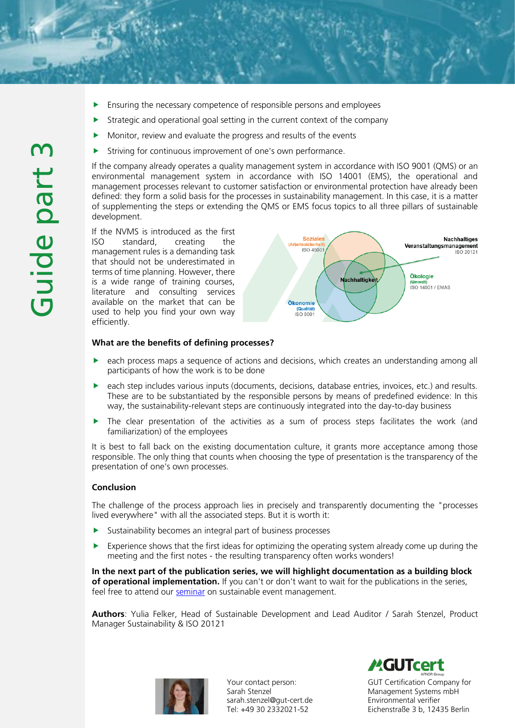- Ensuring the necessary competence of responsible persons and employees
- Strategic and operational goal setting in the current context of the company
- Monitor, review and evaluate the progress and results of the events
- Striving for continuous improvement of one's own performance.

If the company already operates a quality management system in accordance with ISO 9001 (QMS) or an environmental management system in accordance with ISO 14001 (EMS), the operational and management processes relevant to customer satisfaction or environmental protection have already been defined: they form a solid basis for the processes in sustainability management. In this case, it is a matter of supplementing the steps or extending the QMS or EMS focus topics to all three pillars of sustainable development.

If the NVMS is introduced as the first ISO standard, creating the management rules is a demanding task that should not be underestimated in terms of time planning. However, there is a wide range of training courses, literature and consulting services available on the market that can be used to help you find your own way efficiently.

Soziales
(Arbeitssicherheit)
ISO 45001

Nachhaltiges
Veranstaltungsmanagement
ISO 20121

Nachhaltigkeit

Ökologie
(Umwelt)
ISO 14001 / EMAS

Ökonomie
(Qualität)
ISO 9001

### What are the benefits of defining processes?

- each process maps a sequence of actions and decisions, which creates an understanding among all participants of how the work is to be done
- each step includes various inputs (documents, decisions, database entries, invoices, etc.) and results. These are to be substantiated by the responsible persons by means of predefined evidence: In this way, the sustainability-relevant steps are continuously integrated into the day-to-day business
- The clear presentation of the activities as a sum of process steps facilitates the work (and familiarization) of the employees

It is best to fall back on the existing documentation culture, it grants more acceptance among those responsible. The only thing that counts when choosing the type of presentation is the transparency of the presentation of one's own processes.

### Conclusion

The challenge of the process approach lies in precisely and transparently documenting the "processes lived everywhere" with all the associated steps. But it is worth it:

- Sustainability becomes an integral part of business processes
- Experience shows that the first ideas for optimizing the operating system already come up during the meeting and the first notes - the resulting transparency often works wonders!

**In the next part of the publication series, we will highlight documentation as a building block of operational implementation.** If you can't or don't want to wait for the publications in the series, feel free to attend our seminar on sustainable event management.

**Authors**: Yulia Felker, Head of Sustainable Development and Lead Auditor / Sarah Stenzel, Product Manager Sustainability & ISO 20121

Your contact person:
Sarah Stenzel
sarah.stenzel@gut-cert.de
Tel: +49 30 2332021-52

GUTcert
AFNOR Group

GUT Certification Company for Management Systems mbH
Environmental verifier
Eichenstraße 3 b, 12435 Berlin